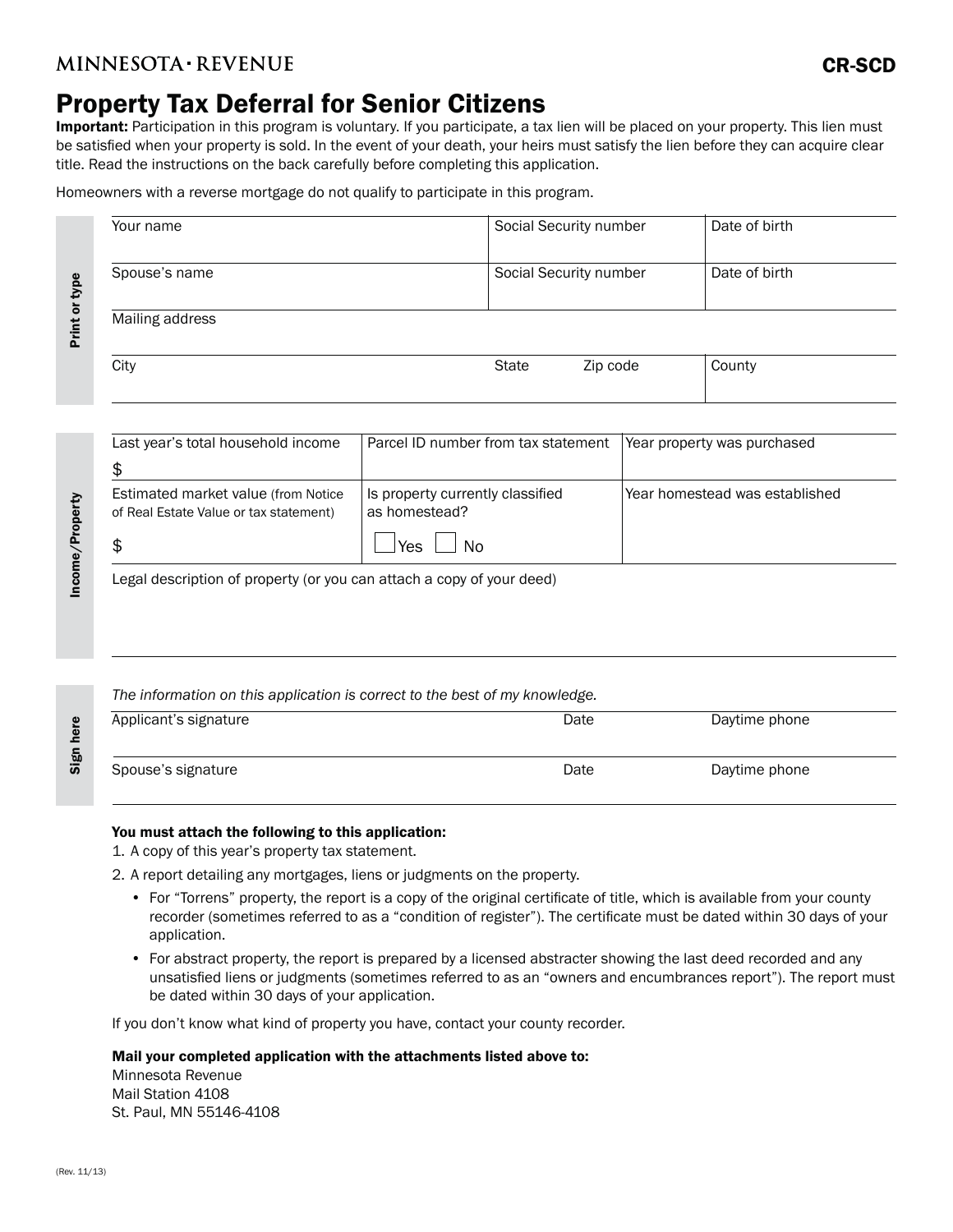**MINNESOTA · REVENUE** **CR-SCD**

# Property Tax Deferral for Senior Citizens

**Important:** Participation in this program is voluntary. If you participate, a tax lien will be placed on your property. This lien must be satisfied when your property is sold. In the event of your death, your heirs must satisfy the lien before they can acquire clear title. Read the instructions on the back carefully before completing this application.

Homeowners with a reverse mortgage do not qualify to participate in this program.

**Print or type**

| Your name | Social Security number | | Date of birth |
|---|---|---|---|
| Spouse's name | Social Security number | | Date of birth |
| Mailing address | | | |
| City | State | Zip code | County |

**Income/Property**

| Last year's total household income | Parcel ID number from tax statement | Year property was purchased |
|---|---|---|
| $ | | |
| Estimated market value (from Notice of Real Estate Value or tax statement) | Is property currently classified as homestead? | Year homestead was established |
| $ | ☐ Yes ☐ No | |

Legal description of property (or you can attach a copy of your deed)

**Sign here**

*The information on this application is correct to the best of my knowledge.*

| Applicant's signature | Date | Daytime phone |
|---|---|---|
| Spouse's signature | Date | Daytime phone |

**You must attach the following to this application:**

1. A copy of this year's property tax statement.
2. A report detailing any mortgages, liens or judgments on the property.
   - For "Torrens" property, the report is a copy of the original certificate of title, which is available from your county recorder (sometimes referred to as a "condition of register"). The certificate must be dated within 30 days of your application.
   - For abstract property, the report is prepared by a licensed abstracter showing the last deed recorded and any unsatisfied liens or judgments (sometimes referred to as an "owners and encumbrances report"). The report must be dated within 30 days of your application.

If you don't know what kind of property you have, contact your county recorder.

**Mail your completed application with the attachments listed above to:**
Minnesota Revenue
Mail Station 4108
St. Paul, MN 55146-4108

(Rev. 11/13)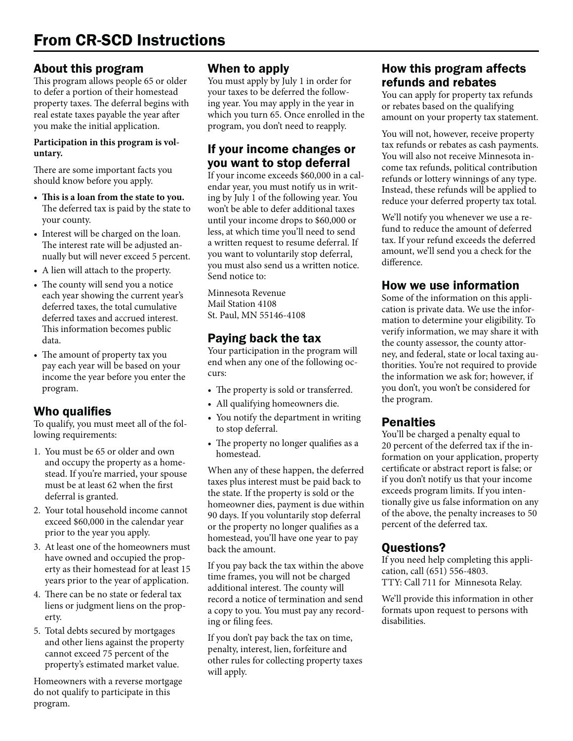# From CR-SCD Instructions

## About this program

This program allows people 65 or older to defer a portion of their homestead property taxes. The deferral begins with real estate taxes payable the year after you make the initial application.

**Participation in this program is voluntary.**

There are some important facts you should know before you apply.

- **This is a loan from the state to you.** The deferred tax is paid by the state to your county.
- Interest will be charged on the loan. The interest rate will be adjusted annually but will never exceed 5 percent.
- A lien will attach to the property.
- The county will send you a notice each year showing the current year's deferred taxes, the total cumulative deferred taxes and accrued interest. This information becomes public data.
- The amount of property tax you pay each year will be based on your income the year before you enter the program.

## Who qualifies

To qualify, you must meet all of the following requirements:

1. You must be 65 or older and own and occupy the property as a homestead. If you're married, your spouse must be at least 62 when the first deferral is granted.
2. Your total household income cannot exceed $60,000 in the calendar year prior to the year you apply.
3. At least one of the homeowners must have owned and occupied the property as their homestead for at least 15 years prior to the year of application.
4. There can be no state or federal tax liens or judgment liens on the property.
5. Total debts secured by mortgages and other liens against the property cannot exceed 75 percent of the property's estimated market value.

Homeowners with a reverse mortgage do not qualify to participate in this program.

## When to apply

You must apply by July 1 in order for your taxes to be deferred the following year. You may apply in the year in which you turn 65. Once enrolled in the program, you don't need to reapply.

## If your income changes or you want to stop deferral

If your income exceeds $60,000 in a calendar year, you must notify us in writing by July 1 of the following year. You won't be able to defer additional taxes until your income drops to $60,000 or less, at which time you'll need to send a written request to resume deferral. If you want to voluntarily stop deferral, you must also send us a written notice. Send notice to:

Minnesota Revenue
Mail Station 4108
St. Paul, MN 55146-4108

## Paying back the tax

Your participation in the program will end when any one of the following occurs:

- The property is sold or transferred.
- All qualifying homeowners die.
- You notify the department in writing to stop deferral.
- The property no longer qualifies as a homestead.

When any of these happen, the deferred taxes plus interest must be paid back to the state. If the property is sold or the homeowner dies, payment is due within 90 days. If you voluntarily stop deferral or the property no longer qualifies as a homestead, you'll have one year to pay back the amount.

If you pay back the tax within the above time frames, you will not be charged additional interest. The county will record a notice of termination and send a copy to you. You must pay any recording or filing fees.

If you don't pay back the tax on time, penalty, interest, lien, forfeiture and other rules for collecting property taxes will apply.

## How this program affects refunds and rebates

You can apply for property tax refunds or rebates based on the qualifying amount on your property tax statement.

You will not, however, receive property tax refunds or rebates as cash payments. You will also not receive Minnesota income tax refunds, political contribution refunds or lottery winnings of any type. Instead, these refunds will be applied to reduce your deferred property tax total.

We'll notify you whenever we use a refund to reduce the amount of deferred tax. If your refund exceeds the deferred amount, we'll send you a check for the difference.

## How we use information

Some of the information on this application is private data. We use the information to determine your eligibility. To verify information, we may share it with the county assessor, the county attorney, and federal, state or local taxing authorities. You're not required to provide the information we ask for; however, if you don't, you won't be considered for the program.

## Penalties

You'll be charged a penalty equal to 20 percent of the deferred tax if the information on your application, property certificate or abstract report is false; or if you don't notify us that your income exceeds program limits. If you intentionally give us false information on any of the above, the penalty increases to 50 percent of the deferred tax.

## Questions?

If you need help completing this application, call (651) 556-4803.
TTY: Call 711 for Minnesota Relay.

We'll provide this information in other formats upon request to persons with disabilities.